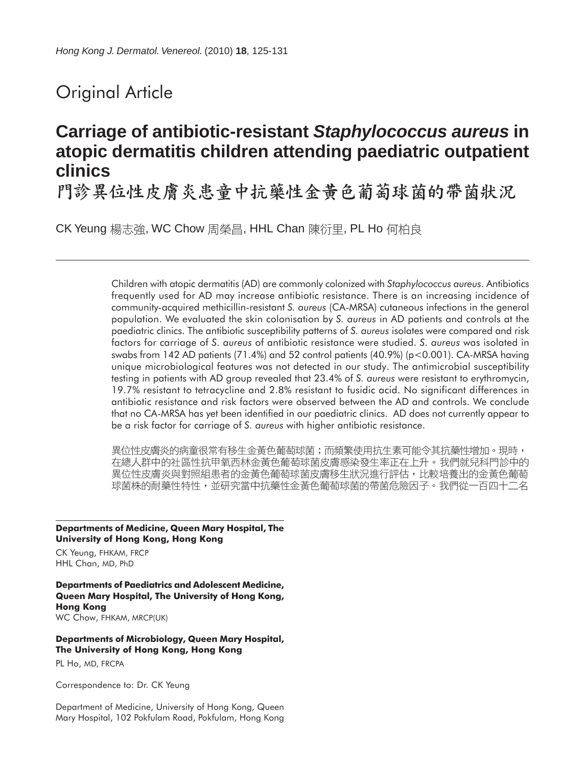Original Article

# Carriage of antibiotic-resistant *Staphylococcus aureus* in atopic dermatitis children attending paediatric outpatient clinics

# 門診異位性皮膚炎患童中抗藥性金黃色葡萄球菌的帶菌狀況

CK Yeung 楊志強, WC Chow 周榮昌, HHL Chan 陳衍里, PL Ho 何柏良

Children with atopic dermatitis (AD) are commonly colonized with *Staphylococcus aureus*. Antibiotics frequently used for AD may increase antibiotic resistance. There is an increasing incidence of community-acquired methicillin-resistant *S. aureus* (CA-MRSA) cutaneous infections in the general population. We evaluated the skin colonisation by *S. aureus* in AD patients and controls at the paediatric clinics. The antibiotic susceptibility patterns of *S. aureus* isolates were compared and risk factors for carriage of *S. aureus* of antibiotic resistance were studied. *S. aureus* was isolated in swabs from 142 AD patients (71.4%) and 52 control patients (40.9%) ($p<0.001$). CA-MRSA having unique microbiological features was not detected in our study. The antimicrobial susceptibility testing in patients with AD group revealed that 23.4% of *S. aureus* were resistant to erythromycin, 19.7% resistant to tetracycline and 2.8% resistant to fusidic acid. No significant differences in antibiotic resistance and risk factors were observed between the AD and controls. We conclude that no CA-MRSA has yet been identified in our paediatric clinics. AD does not currently appear to be a risk factor for carriage of *S. aureus* with higher antibiotic resistance.

異位性皮膚炎的病童很常有移生金黃色葡萄球菌；而頻繁使用抗生素可能令其抗藥性增加。現時，在總人群中的社區性抗甲氧西林金黃色葡萄球菌皮膚感染發生率正在上升。我們就兒科門診中的異位性皮膚炎與對照組患者的金黃色葡萄球菌皮膚移生狀況進行評估，比較培養出的金黃色葡萄球菌株的耐藥性特性，並研究當中抗藥性金黃色葡萄球菌的帶菌危險因子。我們從一百四十二名

**Departments of Medicine, Queen Mary Hospital, The University of Hong Kong, Hong Kong**

CK Yeung, FHKAM, FRCP
HHL Chan, MD, PhD

**Departments of Paediatrics and Adolescent Medicine, Queen Mary Hospital, The University of Hong Kong, Hong Kong**

WC Chow, FHKAM, MRCP(UK)

**Departments of Microbiology, Queen Mary Hospital, The University of Hong Kong, Hong Kong**

PL Ho, MD, FRCPA

Correspondence to: Dr. CK Yeung

Department of Medicine, University of Hong Kong, Queen Mary Hospital, 102 Pokfulam Road, Pokfulam, Hong Kong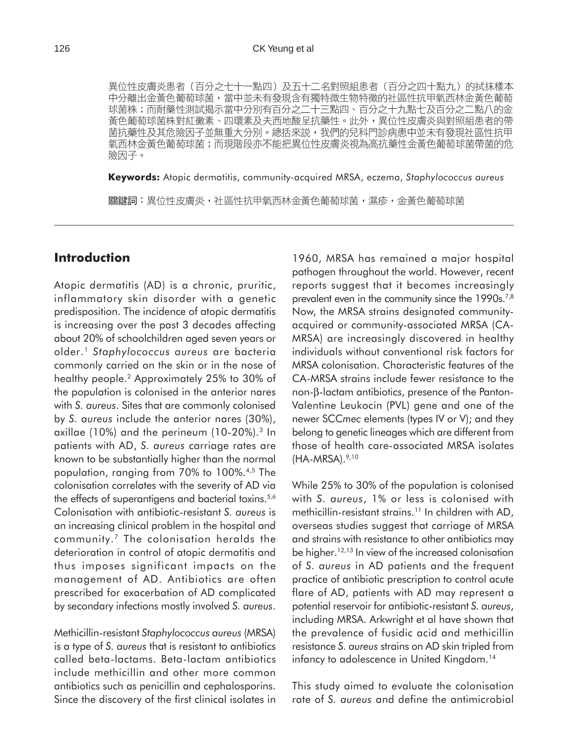異位性皮膚炎患者（百分之七十一點四）及五十二名對照組患者（百分之四十點九）的拭抹樣本中分離出金黃色葡萄球菌，當中並未有發現含有獨特微生物特徵的社區性抗甲氧西林金黃色葡萄球菌株；而耐藥性測試揭示當中分別有百分之二十三點四、百分之十九點七及百分之二點八的金黃色葡萄球菌株對紅黴素、四環素及夫西地酸呈抗藥性。此外，異位性皮膚炎及對照組患者的帶菌抗藥性及其危險因子並無重大分別。總括來說，我們的兒科門診病患中並未有發現社區性抗甲氧西林金黃色葡萄球菌；而現階段亦不能把異位性皮膚炎視為高抗藥性金黃色葡萄球菌帶菌的危險因子。

**Keywords:** Atopic dermatitis, community-acquired MRSA, eczema, *Staphylococcus aureus*

**關鍵詞**：異位性皮膚炎，社區性抗甲氧西林金黃色葡萄球菌，濕疹，金黃色葡萄球菌

## Introduction

Atopic dermatitis (AD) is a chronic, pruritic, inflammatory skin disorder with a genetic predisposition. The incidence of atopic dermatitis is increasing over the past 3 decades affecting about 20% of schoolchildren aged seven years or older.[1] *Staphylococcus aureus* are bacteria commonly carried on the skin or in the nose of healthy people.[2] Approximately 25% to 30% of the population is colonised in the anterior nares with *S. aureus*. Sites that are commonly colonised by *S. aureus* include the anterior nares (30%), axillae (10%) and the perineum (10-20%).[3] In patients with AD, *S. aureus* carriage rates are known to be substantially higher than the normal population, ranging from 70% to 100%.[4,5] The colonisation correlates with the severity of AD via the effects of superantigens and bacterial toxins.[5,6] Colonisation with antibiotic-resistant *S. aureus* is an increasing clinical problem in the hospital and community.[7] The colonisation heralds the deterioration in control of atopic dermatitis and thus imposes significant impacts on the management of AD. Antibiotics are often prescribed for exacerbation of AD complicated by secondary infections mostly involved *S. aureus*.

Methicillin-resistant *Staphylococcus aureus* (MRSA) is a type of *S. aureus* that is resistant to antibiotics called beta-lactams. Beta-lactam antibiotics include methicillin and other more common antibiotics such as penicillin and cephalosporins. Since the discovery of the first clinical isolates in 1960, MRSA has remained a major hospital pathogen throughout the world. However, recent reports suggest that it becomes increasingly prevalent even in the community since the 1990s.[7,8] Now, the MRSA strains designated community-acquired or community-associated MRSA (CA-MRSA) are increasingly discovered in healthy individuals without conventional risk factors for MRSA colonisation. Characteristic features of the CA-MRSA strains include fewer resistance to the non-β-lactam antibiotics, presence of the Panton-Valentine Leukocin (PVL) gene and one of the newer SCC*mec* elements (types IV or V); and they belong to genetic lineages which are different from those of health care-associated MRSA isolates (HA-MRSA).[9,10]

While 25% to 30% of the population is colonised with *S. aureus*, 1% or less is colonised with methicillin-resistant strains.[11] In children with AD, overseas studies suggest that carriage of MRSA and strains with resistance to other antibiotics may be higher.[12,13] In view of the increased colonisation of *S. aureus* in AD patients and the frequent practice of antibiotic prescription to control acute flare of AD, patients with AD may represent a potential reservoir for antibiotic-resistant *S. aureus*, including MRSA. Arkwright et al have shown that the prevalence of fusidic acid and methicillin resistance *S. aureus* strains on AD skin tripled from infancy to adolescence in United Kingdom.[14]

This study aimed to evaluate the colonisation rate of *S. aureus* and define the antimicrobial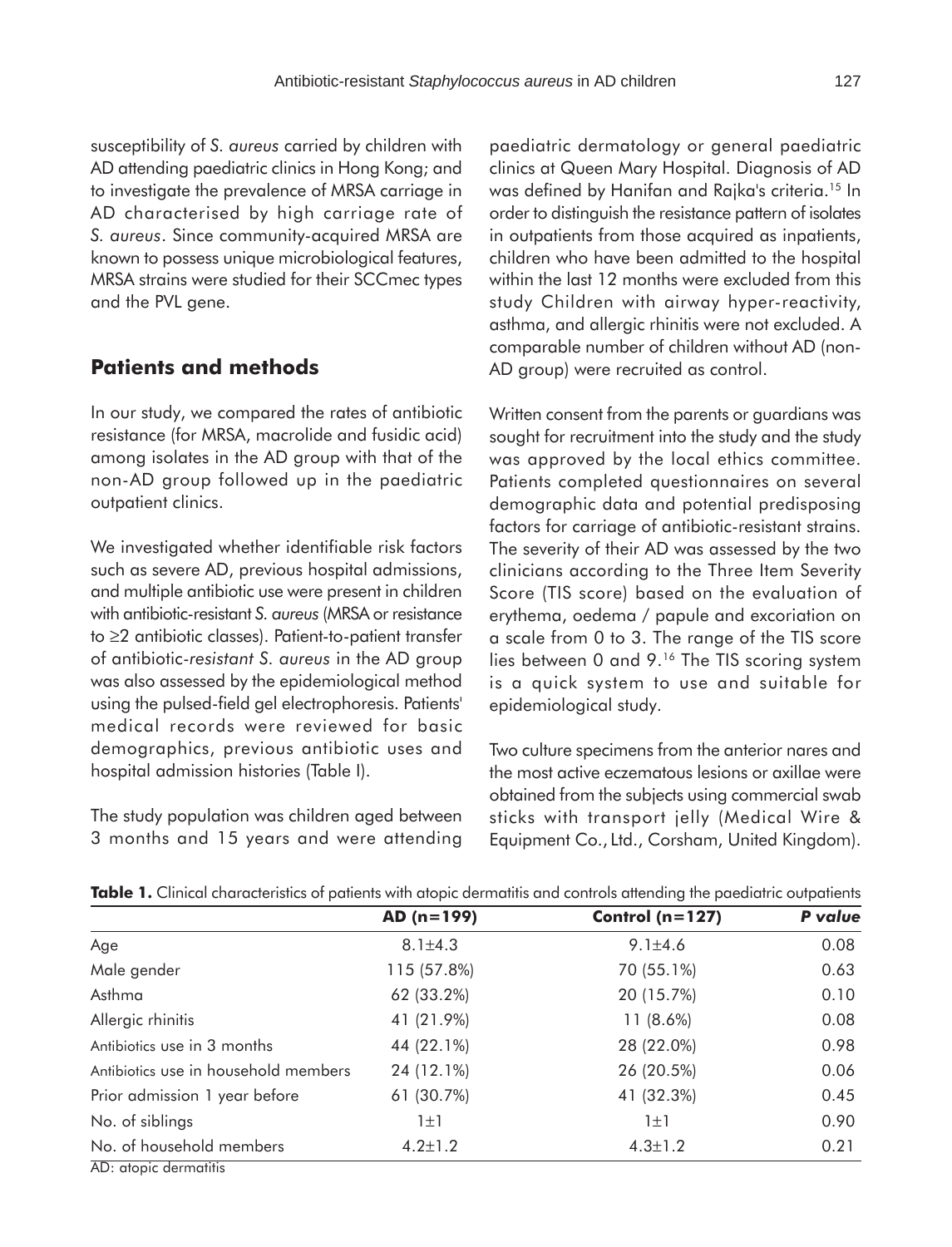susceptibility of *S. aureus* carried by children with AD attending paediatric clinics in Hong Kong; and to investigate the prevalence of MRSA carriage in AD characterised by high carriage rate of *S. aureus*. Since community-acquired MRSA are known to possess unique microbiological features, MRSA strains were studied for their SCCmec types and the PVL gene.

## Patients and methods

In our study, we compared the rates of antibiotic resistance (for MRSA, macrolide and fusidic acid) among isolates in the AD group with that of the non-AD group followed up in the paediatric outpatient clinics.

We investigated whether identifiable risk factors such as severe AD, previous hospital admissions, and multiple antibiotic use were present in children with antibiotic-resistant *S. aureus* (MRSA or resistance to ≥2 antibiotic classes). Patient-to-patient transfer of antibiotic-*resistant S. aureus* in the AD group was also assessed by the epidemiological method using the pulsed-field gel electrophoresis. Patients' medical records were reviewed for basic demographics, previous antibiotic uses and hospital admission histories (Table I).

The study population was children aged between 3 months and 15 years and were attending paediatric dermatology or general paediatric clinics at Queen Mary Hospital. Diagnosis of AD was defined by Hanifan and Rajka's criteria.[15] In order to distinguish the resistance pattern of isolates in outpatients from those acquired as inpatients, children who have been admitted to the hospital within the last 12 months were excluded from this study Children with airway hyper-reactivity, asthma, and allergic rhinitis were not excluded. A comparable number of children without AD (non-AD group) were recruited as control.

Written consent from the parents or guardians was sought for recruitment into the study and the study was approved by the local ethics committee. Patients completed questionnaires on several demographic data and potential predisposing factors for carriage of antibiotic-resistant strains. The severity of their AD was assessed by the two clinicians according to the Three Item Severity Score (TIS score) based on the evaluation of erythema, oedema / papule and excoriation on a scale from 0 to 3. The range of the TIS score lies between 0 and 9.[16] The TIS scoring system is a quick system to use and suitable for epidemiological study.

Two culture specimens from the anterior nares and the most active eczematous lesions or axillae were obtained from the subjects using commercial swab sticks with transport jelly (Medical Wire & Equipment Co., Ltd., Corsham, United Kingdom).

**Table 1.** Clinical characteristics of patients with atopic dermatitis and controls attending the paediatric outpatients

| | AD (n=199) | Control (n=127) | *P value* |
|---|---|---|---|
| Age | 8.1±4.3 | 9.1±4.6 | 0.08 |
| Male gender | 115 (57.8%) | 70 (55.1%) | 0.63 |
| Asthma | 62 (33.2%) | 20 (15.7%) | 0.10 |
| Allergic rhinitis | 41 (21.9%) | 11 (8.6%) | 0.08 |
| Antibiotics use in 3 months | 44 (22.1%) | 28 (22.0%) | 0.98 |
| Antibiotics use in household members | 24 (12.1%) | 26 (20.5%) | 0.06 |
| Prior admission 1 year before | 61 (30.7%) | 41 (32.3%) | 0.45 |
| No. of siblings | 1±1 | 1±1 | 0.90 |
| No. of household members | 4.2±1.2 | 4.3±1.2 | 0.21 |

AD: atopic dermatitis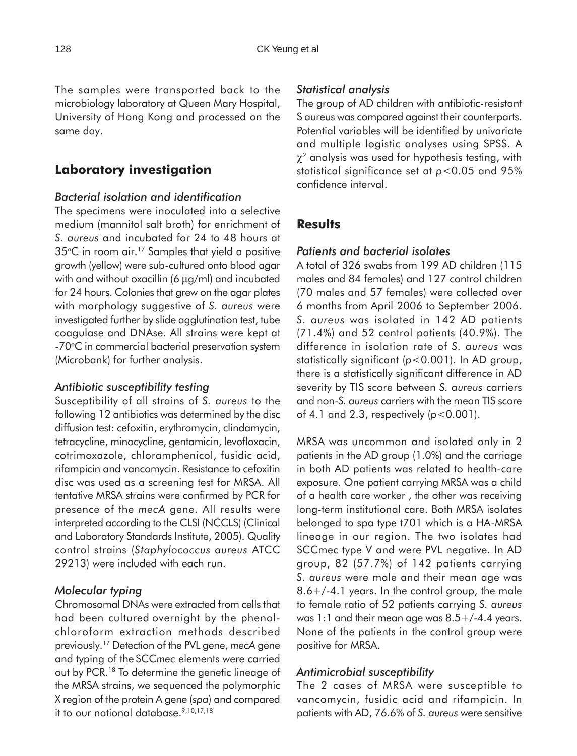The samples were transported back to the microbiology laboratory at Queen Mary Hospital, University of Hong Kong and processed on the same day.

## Laboratory investigation

### *Bacterial isolation and identification*

The specimens were inoculated into a selective medium (mannitol salt broth) for enrichment of *S. aureus* and incubated for 24 to 48 hours at 35°C in room air.[17] Samples that yield a positive growth (yellow) were sub-cultured onto blood agar with and without oxacillin (6 μg/ml) and incubated for 24 hours. Colonies that grew on the agar plates with morphology suggestive of *S. aureus* were investigated further by slide agglutination test, tube coagulase and DNAse. All strains were kept at -70°C in commercial bacterial preservation system (Microbank) for further analysis.

### *Antibiotic susceptibility testing*

Susceptibility of all strains of *S. aureus* to the following 12 antibiotics was determined by the disc diffusion test: cefoxitin, erythromycin, clindamycin, tetracycline, minocycline, gentamicin, levofloxacin, cotrimoxazole, chloramphenicol, fusidic acid, rifampicin and vancomycin. Resistance to cefoxitin disc was used as a screening test for MRSA. All tentative MRSA strains were confirmed by PCR for presence of the *mecA* gene. All results were interpreted according to the CLSI (NCCLS) (Clinical and Laboratory Standards Institute, 2005). Quality control strains (*Staphylococcus aureus* ATCC 29213) were included with each run.

### *Molecular typing*

Chromosomal DNAs were extracted from cells that had been cultured overnight by the phenol-chloroform extraction methods described previously.[17] Detection of the PVL gene, *mecA* gene and typing of the SCC*mec* elements were carried out by PCR.[18] To determine the genetic lineage of the MRSA strains, we sequenced the polymorphic X region of the protein A gene (*spa*) and compared it to our national database.[9,10,17,18]

### *Statistical analysis*

The group of AD children with antibiotic-resistant S aureus was compared against their counterparts. Potential variables will be identified by univariate and multiple logistic analyses using SPSS. A $\chi^2$ analysis was used for hypothesis testing, with statistical significance set at $p<0.05$ and 95% confidence interval.

## Results

### *Patients and bacterial isolates*

A total of 326 swabs from 199 AD children (115 males and 84 females) and 127 control children (70 males and 57 females) were collected over 6 months from April 2006 to September 2006. *S. aureus* was isolated in 142 AD patients (71.4%) and 52 control patients (40.9%). The difference in isolation rate of *S. aureus* was statistically significant ($p<0.001$). In AD group, there is a statistically significant difference in AD severity by TIS score between *S. aureus* carriers and non-*S. aureus* carriers with the mean TIS score of 4.1 and 2.3, respectively ($p<0.001$).

MRSA was uncommon and isolated only in 2 patients in the AD group (1.0%) and the carriage in both AD patients was related to health-care exposure. One patient carrying MRSA was a child of a health care worker , the other was receiving long-term institutional care. Both MRSA isolates belonged to spa type t701 which is a HA-MRSA lineage in our region. The two isolates had SCCmec type V and were PVL negative. In AD group, 82 (57.7%) of 142 patients carrying *S. aureus* were male and their mean age was 8.6+/-4.1 years. In the control group, the male to female ratio of 52 patients carrying *S. aureus* was 1:1 and their mean age was 8.5+/-4.4 years. None of the patients in the control group were positive for MRSA.

### *Antimicrobial susceptibility*

The 2 cases of MRSA were susceptible to vancomycin, fusidic acid and rifampicin. In patients with AD, 76.6% of *S. aureus* were sensitive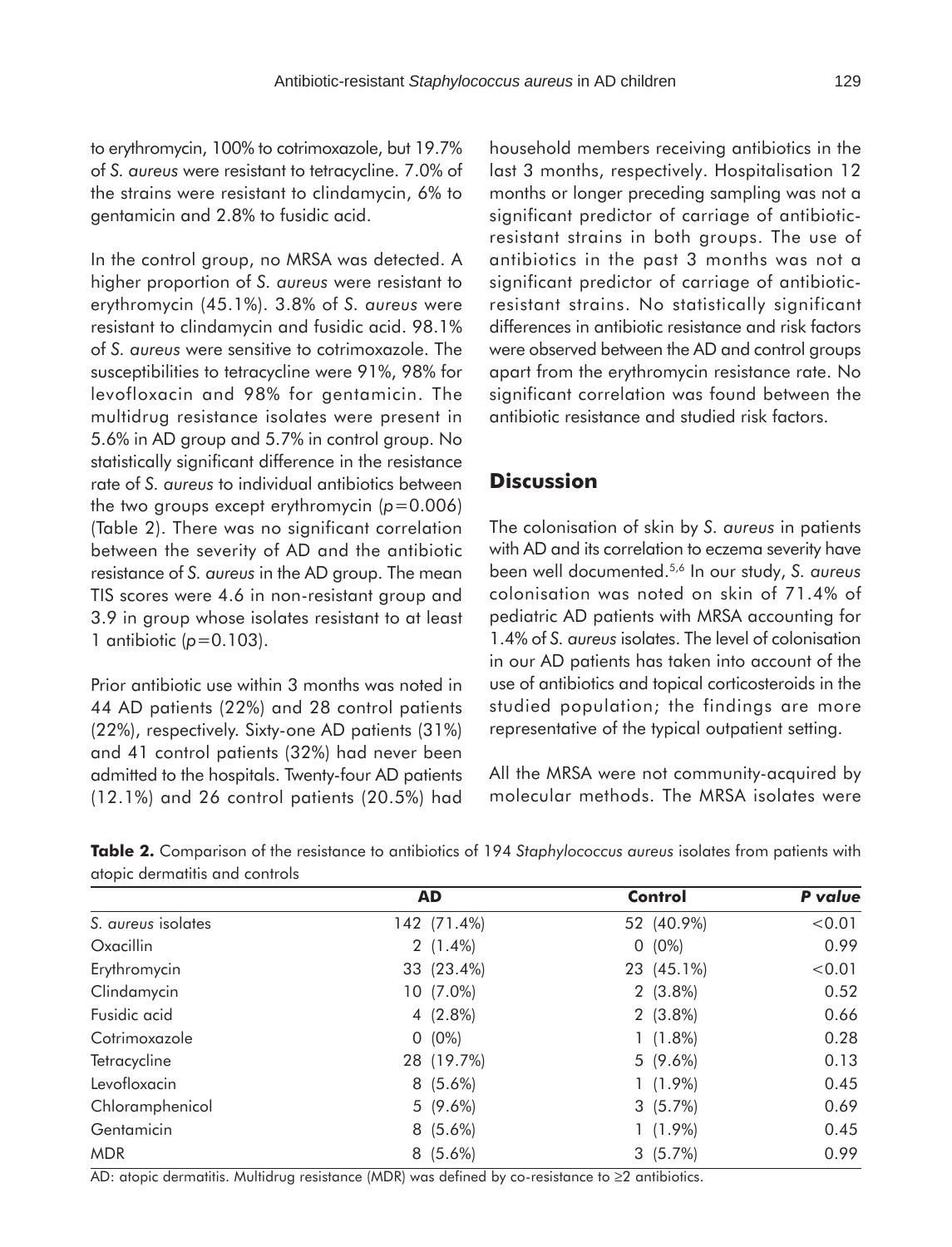to erythromycin, 100% to cotrimoxazole, but 19.7% of *S. aureus* were resistant to tetracycline. 7.0% of the strains were resistant to clindamycin, 6% to gentamicin and 2.8% to fusidic acid.

In the control group, no MRSA was detected. A higher proportion of *S. aureus* were resistant to erythromycin (45.1%). 3.8% of *S. aureus* were resistant to clindamycin and fusidic acid. 98.1% of *S. aureus* were sensitive to cotrimoxazole. The susceptibilities to tetracycline were 91%, 98% for levofloxacin and 98% for gentamicin. The multidrug resistance isolates were present in 5.6% in AD group and 5.7% in control group. No statistically significant difference in the resistance rate of *S. aureus* to individual antibiotics between the two groups except erythromycin ($p=0.006$) (Table 2). There was no significant correlation between the severity of AD and the antibiotic resistance of *S. aureus* in the AD group. The mean TIS scores were 4.6 in non-resistant group and 3.9 in group whose isolates resistant to at least 1 antibiotic ($p=0.103$).

Prior antibiotic use within 3 months was noted in 44 AD patients (22%) and 28 control patients (22%), respectively. Sixty-one AD patients (31%) and 41 control patients (32%) had never been admitted to the hospitals. Twenty-four AD patients (12.1%) and 26 control patients (20.5%) had household members receiving antibiotics in the last 3 months, respectively. Hospitalisation 12 months or longer preceding sampling was not a significant predictor of carriage of antibiotic-resistant strains in both groups. The use of antibiotics in the past 3 months was not a significant predictor of carriage of antibiotic-resistant strains. No statistically significant differences in antibiotic resistance and risk factors were observed between the AD and control groups apart from the erythromycin resistance rate. No significant correlation was found between the antibiotic resistance and studied risk factors.

## Discussion

The colonisation of skin by *S. aureus* in patients with AD and its correlation to eczema severity have been well documented.[5,6] In our study, *S. aureus* colonisation was noted on skin of 71.4% of pediatric AD patients with MRSA accounting for 1.4% of *S. aureus* isolates. The level of colonisation in our AD patients has taken into account of the use of antibiotics and topical corticosteroids in the studied population; the findings are more representative of the typical outpatient setting.

All the MRSA were not community-acquired by molecular methods. The MRSA isolates were

**Table 2.** Comparison of the resistance to antibiotics of 194 *Staphylococcus aureus* isolates from patients with atopic dermatitis and controls

| | AD | Control | P value |
|---|---|---|---|
| *S. aureus* isolates | 142 (71.4%) | 52 (40.9%) | <0.01 |
| Oxacillin | 2 (1.4%) | 0 (0%) | 0.99 |
| Erythromycin | 33 (23.4%) | 23 (45.1%) | <0.01 |
| Clindamycin | 10 (7.0%) | 2 (3.8%) | 0.52 |
| Fusidic acid | 4 (2.8%) | 2 (3.8%) | 0.66 |
| Cotrimoxazole | 0 (0%) | 1 (1.8%) | 0.28 |
| Tetracycline | 28 (19.7%) | 5 (9.6%) | 0.13 |
| Levofloxacin | 8 (5.6%) | 1 (1.9%) | 0.45 |
| Chloramphenicol | 5 (9.6%) | 3 (5.7%) | 0.69 |
| Gentamicin | 8 (5.6%) | 1 (1.9%) | 0.45 |
| MDR | 8 (5.6%) | 3 (5.7%) | 0.99 |

AD: atopic dermatitis. Multidrug resistance (MDR) was defined by co-resistance to ≥2 antibiotics.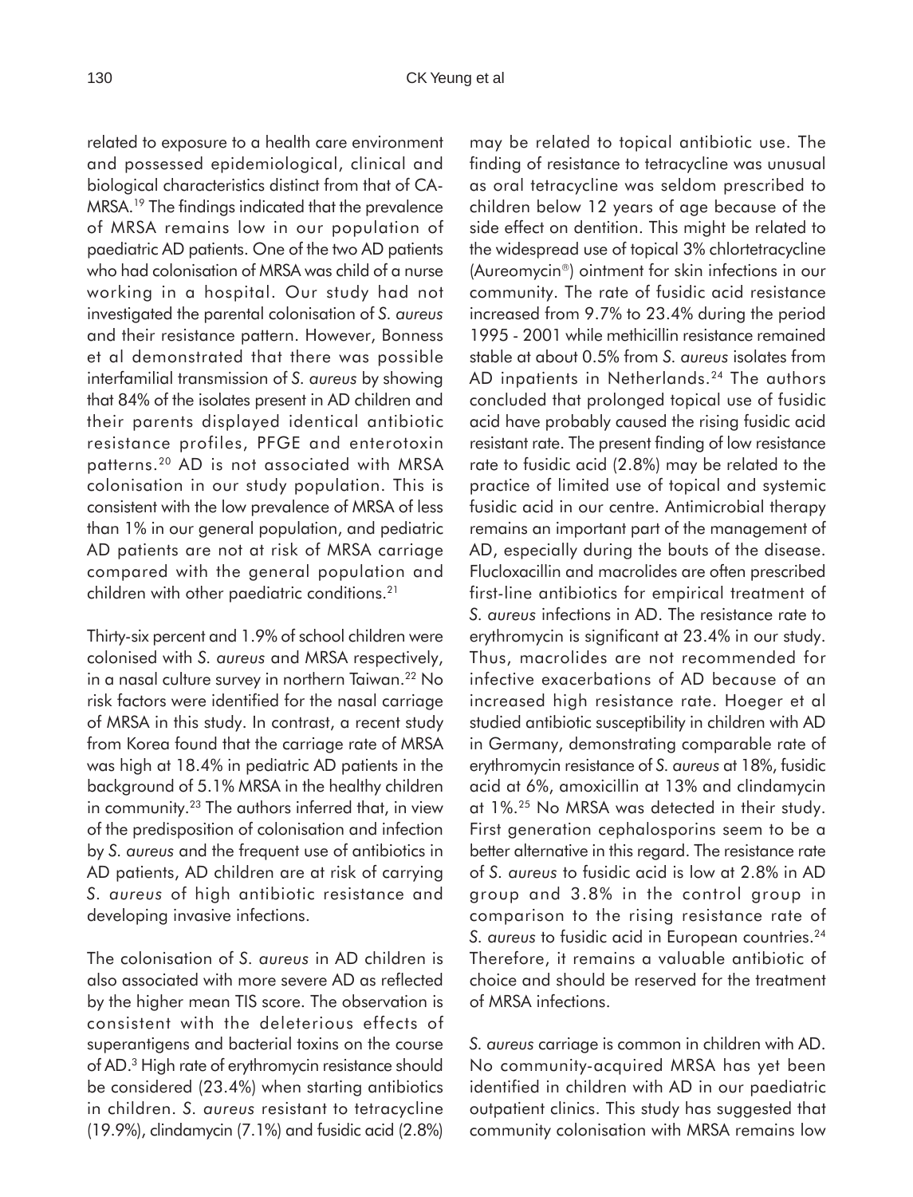related to exposure to a health care environment and possessed epidemiological, clinical and biological characteristics distinct from that of CA-MRSA.[19] The findings indicated that the prevalence of MRSA remains low in our population of paediatric AD patients. One of the two AD patients who had colonisation of MRSA was child of a nurse working in a hospital. Our study had not investigated the parental colonisation of *S. aureus* and their resistance pattern. However, Bonness et al demonstrated that there was possible interfamilial transmission of *S. aureus* by showing that 84% of the isolates present in AD children and their parents displayed identical antibiotic resistance profiles, PFGE and enterotoxin patterns.[20] AD is not associated with MRSA colonisation in our study population. This is consistent with the low prevalence of MRSA of less than 1% in our general population, and pediatric AD patients are not at risk of MRSA carriage compared with the general population and children with other paediatric conditions.[21]

Thirty-six percent and 1.9% of school children were colonised with *S. aureus* and MRSA respectively, in a nasal culture survey in northern Taiwan.[22] No risk factors were identified for the nasal carriage of MRSA in this study. In contrast, a recent study from Korea found that the carriage rate of MRSA was high at 18.4% in pediatric AD patients in the background of 5.1% MRSA in the healthy children in community.[23] The authors inferred that, in view of the predisposition of colonisation and infection by *S. aureus* and the frequent use of antibiotics in AD patients, AD children are at risk of carrying *S. aureus* of high antibiotic resistance and developing invasive infections.

The colonisation of *S. aureus* in AD children is also associated with more severe AD as reflected by the higher mean TIS score. The observation is consistent with the deleterious effects of superantigens and bacterial toxins on the course of AD.[3] High rate of erythromycin resistance should be considered (23.4%) when starting antibiotics in children. *S. aureus* resistant to tetracycline (19.9%), clindamycin (7.1%) and fusidic acid (2.8%) may be related to topical antibiotic use. The finding of resistance to tetracycline was unusual as oral tetracycline was seldom prescribed to children below 12 years of age because of the side effect on dentition. This might be related to the widespread use of topical 3% chlortetracycline (Aureomycin®) ointment for skin infections in our community. The rate of fusidic acid resistance increased from 9.7% to 23.4% during the period 1995 - 2001 while methicillin resistance remained stable at about 0.5% from *S. aureus* isolates from AD inpatients in Netherlands.[24] The authors concluded that prolonged topical use of fusidic acid have probably caused the rising fusidic acid resistant rate. The present finding of low resistance rate to fusidic acid (2.8%) may be related to the practice of limited use of topical and systemic fusidic acid in our centre. Antimicrobial therapy remains an important part of the management of AD, especially during the bouts of the disease. Flucloxacillin and macrolides are often prescribed first-line antibiotics for empirical treatment of *S. aureus* infections in AD. The resistance rate to erythromycin is significant at 23.4% in our study. Thus, macrolides are not recommended for infective exacerbations of AD because of an increased high resistance rate. Hoeger et al studied antibiotic susceptibility in children with AD in Germany, demonstrating comparable rate of erythromycin resistance of *S. aureus* at 18%, fusidic acid at 6%, amoxicillin at 13% and clindamycin at 1%.[25] No MRSA was detected in their study. First generation cephalosporins seem to be a better alternative in this regard. The resistance rate of *S. aureus* to fusidic acid is low at 2.8% in AD group and 3.8% in the control group in comparison to the rising resistance rate of *S. aureus* to fusidic acid in European countries.[24] Therefore, it remains a valuable antibiotic of choice and should be reserved for the treatment of MRSA infections.

*S. aureus* carriage is common in children with AD. No community-acquired MRSA has yet been identified in children with AD in our paediatric outpatient clinics. This study has suggested that community colonisation with MRSA remains low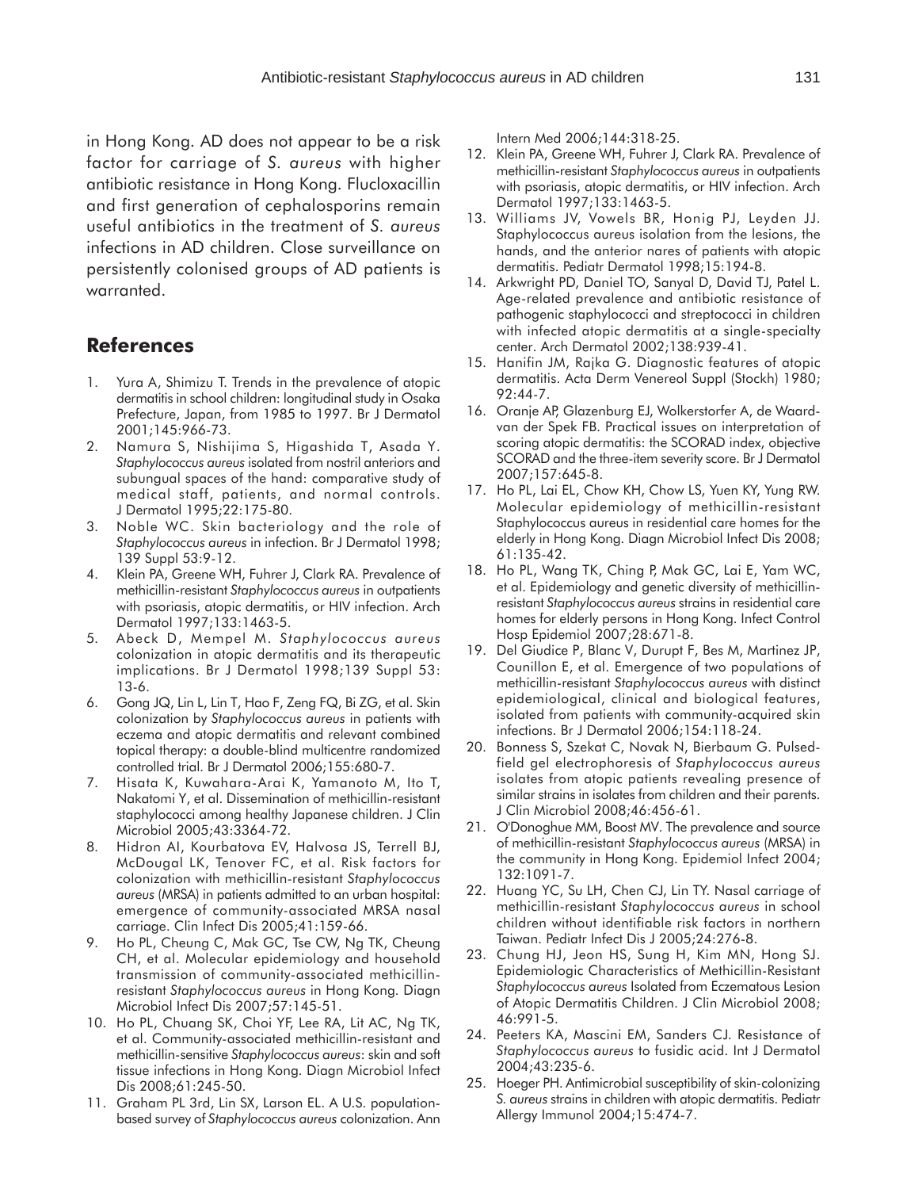in Hong Kong. AD does not appear to be a risk factor for carriage of *S. aureus* with higher antibiotic resistance in Hong Kong. Flucloxacillin and first generation of cephalosporins remain useful antibiotics in the treatment of *S. aureus* infections in AD children. Close surveillance on persistently colonised groups of AD patients is warranted.

## References

1. Yura A, Shimizu T. Trends in the prevalence of atopic dermatitis in school children: longitudinal study in Osaka Prefecture, Japan, from 1985 to 1997. Br J Dermatol 2001;145:966-73.
2. Namura S, Nishijima S, Higashida T, Asada Y. *Staphylococcus aureus* isolated from nostril anteriors and subungual spaces of the hand: comparative study of medical staff, patients, and normal controls. J Dermatol 1995;22:175-80.
3. Noble WC. Skin bacteriology and the role of *Staphylococcus aureus* in infection. Br J Dermatol 1998; 139 Suppl 53:9-12.
4. Klein PA, Greene WH, Fuhrer J, Clark RA. Prevalence of methicillin-resistant *Staphylococcus aureus* in outpatients with psoriasis, atopic dermatitis, or HIV infection. Arch Dermatol 1997;133:1463-5.
5. Abeck D, Mempel M. *Staphylococcus aureus* colonization in atopic dermatitis and its therapeutic implications. Br J Dermatol 1998;139 Suppl 53: 13-6.
6. Gong JQ, Lin L, Lin T, Hao F, Zeng FQ, Bi ZG, et al. Skin colonization by *Staphylococcus aureus* in patients with eczema and atopic dermatitis and relevant combined topical therapy: a double-blind multicentre randomized controlled trial. Br J Dermatol 2006;155:680-7.
7. Hisata K, Kuwahara-Arai K, Yamanoto M, Ito T, Nakatomi Y, et al. Dissemination of methicillin-resistant staphylococci among healthy Japanese children. J Clin Microbiol 2005;43:3364-72.
8. Hidron AI, Kourbatova EV, Halvosa JS, Terrell BJ, McDougal LK, Tenover FC, et al. Risk factors for colonization with methicillin-resistant *Staphylococcus aureus* (MRSA) in patients admitted to an urban hospital: emergence of community-associated MRSA nasal carriage. Clin Infect Dis 2005;41:159-66.
9. Ho PL, Cheung C, Mak GC, Tse CW, Ng TK, Cheung CH, et al. Molecular epidemiology and household transmission of community-associated methicillin-resistant *Staphylococcus aureus* in Hong Kong. Diagn Microbiol Infect Dis 2007;57:145-51.
10. Ho PL, Chuang SK, Choi YF, Lee RA, Lit AC, Ng TK, et al. Community-associated methicillin-resistant and methicillin-sensitive *Staphylococcus aureus*: skin and soft tissue infections in Hong Kong. Diagn Microbiol Infect Dis 2008;61:245-50.
11. Graham PL 3rd, Lin SX, Larson EL. A U.S. population-based survey of *Staphylococcus aureus* colonization. Ann Intern Med 2006;144:318-25.
12. Klein PA, Greene WH, Fuhrer J, Clark RA. Prevalence of methicillin-resistant *Staphylococcus aureus* in outpatients with psoriasis, atopic dermatitis, or HIV infection. Arch Dermatol 1997;133:1463-5.
13. Williams JV, Vowels BR, Honig PJ, Leyden JJ. Staphylococcus aureus isolation from the lesions, the hands, and the anterior nares of patients with atopic dermatitis. Pediatr Dermatol 1998;15:194-8.
14. Arkwright PD, Daniel TO, Sanyal D, David TJ, Patel L. Age-related prevalence and antibiotic resistance of pathogenic staphylococci and streptococci in children with infected atopic dermatitis at a single-specialty center. Arch Dermatol 2002;138:939-41.
15. Hanifin JM, Rajka G. Diagnostic features of atopic dermatitis. Acta Derm Venereol Suppl (Stockh) 1980; 92:44-7.
16. Oranje AP, Glazenburg EJ, Wolkerstorfer A, de Waard-van der Spek FB. Practical issues on interpretation of scoring atopic dermatitis: the SCORAD index, objective SCORAD and the three-item severity score. Br J Dermatol 2007;157:645-8.
17. Ho PL, Lai EL, Chow KH, Chow LS, Yuen KY, Yung RW. Molecular epidemiology of methicillin-resistant Staphylococcus aureus in residential care homes for the elderly in Hong Kong. Diagn Microbiol Infect Dis 2008; 61:135-42.
18. Ho PL, Wang TK, Ching P, Mak GC, Lai E, Yam WC, et al. Epidemiology and genetic diversity of methicillin-resistant *Staphylococcus aureus* strains in residential care homes for elderly persons in Hong Kong. Infect Control Hosp Epidemiol 2007;28:671-8.
19. Del Giudice P, Blanc V, Durupt F, Bes M, Martinez JP, Counillon E, et al. Emergence of two populations of methicillin-resistant *Staphylococcus aureus* with distinct epidemiological, clinical and biological features, isolated from patients with community-acquired skin infections. Br J Dermatol 2006;154:118-24.
20. Bonness S, Szekat C, Novak N, Bierbaum G. Pulsed-field gel electrophoresis of *Staphylococcus aureus* isolates from atopic patients revealing presence of similar strains in isolates from children and their parents. J Clin Microbiol 2008;46:456-61.
21. O'Donoghue MM, Boost MV. The prevalence and source of methicillin-resistant *Staphylococcus aureus* (MRSA) in the community in Hong Kong. Epidemiol Infect 2004; 132:1091-7.
22. Huang YC, Su LH, Chen CJ, Lin TY. Nasal carriage of methicillin-resistant *Staphylococcus aureus* in school children without identifiable risk factors in northern Taiwan. Pediatr Infect Dis J 2005;24:276-8.
23. Chung HJ, Jeon HS, Sung H, Kim MN, Hong SJ. Epidemiologic Characteristics of Methicillin-Resistant *Staphylococcus aureus* Isolated from Eczematous Lesion of Atopic Dermatitis Children. J Clin Microbiol 2008; 46:991-5.
24. Peeters KA, Mascini EM, Sanders CJ. Resistance of *Staphylococcus aureus* to fusidic acid. Int J Dermatol 2004;43:235-6.
25. Hoeger PH. Antimicrobial susceptibility of skin-colonizing *S. aureus* strains in children with atopic dermatitis. Pediatr Allergy Immunol 2004;15:474-7.